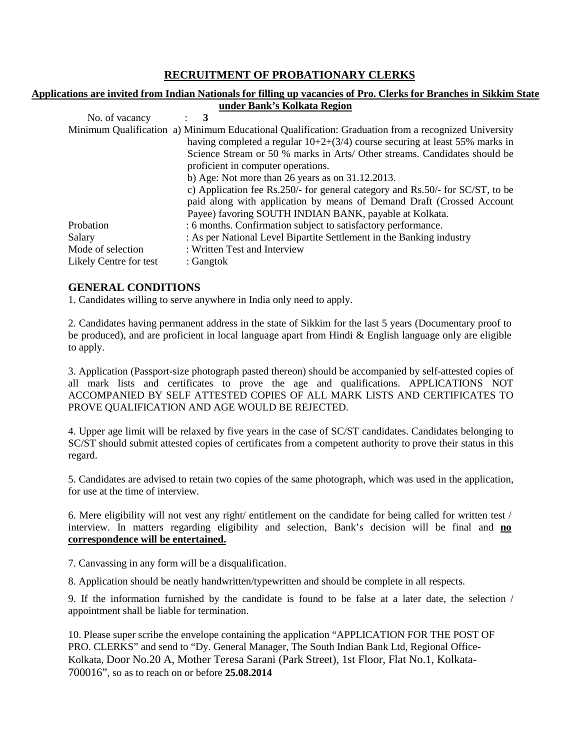## RECRUITMENT OF PROBATIONARY CLERKS

**Applications are invited from Indian Nationals for filling up vacancies of Pro. Clerks for Branches in Sikkim State under Bank's Kolkata Region**

| | |
|---|---|
| No. of vacancy | : **3** |
| Minimum Qualification | a) Minimum Educational Qualification: Graduation from a recognized University having completed a regular 10+2+(3/4) course securing at least 55% marks in Science Stream or 50 % marks in Arts/ Other streams. Candidates should be proficient in computer operations.<br>b) Age: Not more than 26 years as on 31.12.2013.<br>c) Application fee Rs.250/- for general category and Rs.50/- for SC/ST, to be paid along with application by means of Demand Draft (Crossed Account Payee) favoring SOUTH INDIAN BANK, payable at Kolkata. |
| Probation | : 6 months. Confirmation subject to satisfactory performance. |
| Salary | : As per National Level Bipartite Settlement in the Banking industry |
| Mode of selection | : Written Test and Interview |
| Likely Centre for test | : Gangtok |

## GENERAL CONDITIONS

1. Candidates willing to serve anywhere in India only need to apply.

2. Candidates having permanent address in the state of Sikkim for the last 5 years (Documentary proof to be produced), and are proficient in local language apart from Hindi & English language only are eligible to apply.

3. Application (Passport-size photograph pasted thereon) should be accompanied by self-attested copies of all mark lists and certificates to prove the age and qualifications. APPLICATIONS NOT ACCOMPANIED BY SELF ATTESTED COPIES OF ALL MARK LISTS AND CERTIFICATES TO PROVE QUALIFICATION AND AGE WOULD BE REJECTED.

4. Upper age limit will be relaxed by five years in the case of SC/ST candidates. Candidates belonging to SC/ST should submit attested copies of certificates from a competent authority to prove their status in this regard.

5. Candidates are advised to retain two copies of the same photograph, which was used in the application, for use at the time of interview.

6. Mere eligibility will not vest any right/ entitlement on the candidate for being called for written test / interview. In matters regarding eligibility and selection, Bank's decision will be final and **no correspondence will be entertained.**

7. Canvassing in any form will be a disqualification.

8. Application should be neatly handwritten/typewritten and should be complete in all respects.

9. If the information furnished by the candidate is found to be false at a later date, the selection / appointment shall be liable for termination.

10. Please super scribe the envelope containing the application "APPLICATION FOR THE POST OF PRO. CLERKS" and send to "Dy. General Manager, The South Indian Bank Ltd, Regional Office-Kolkata, Door No.20 A, Mother Teresa Sarani (Park Street), 1st Floor, Flat No.1, Kolkata-700016", so as to reach on or before **25.08.2014**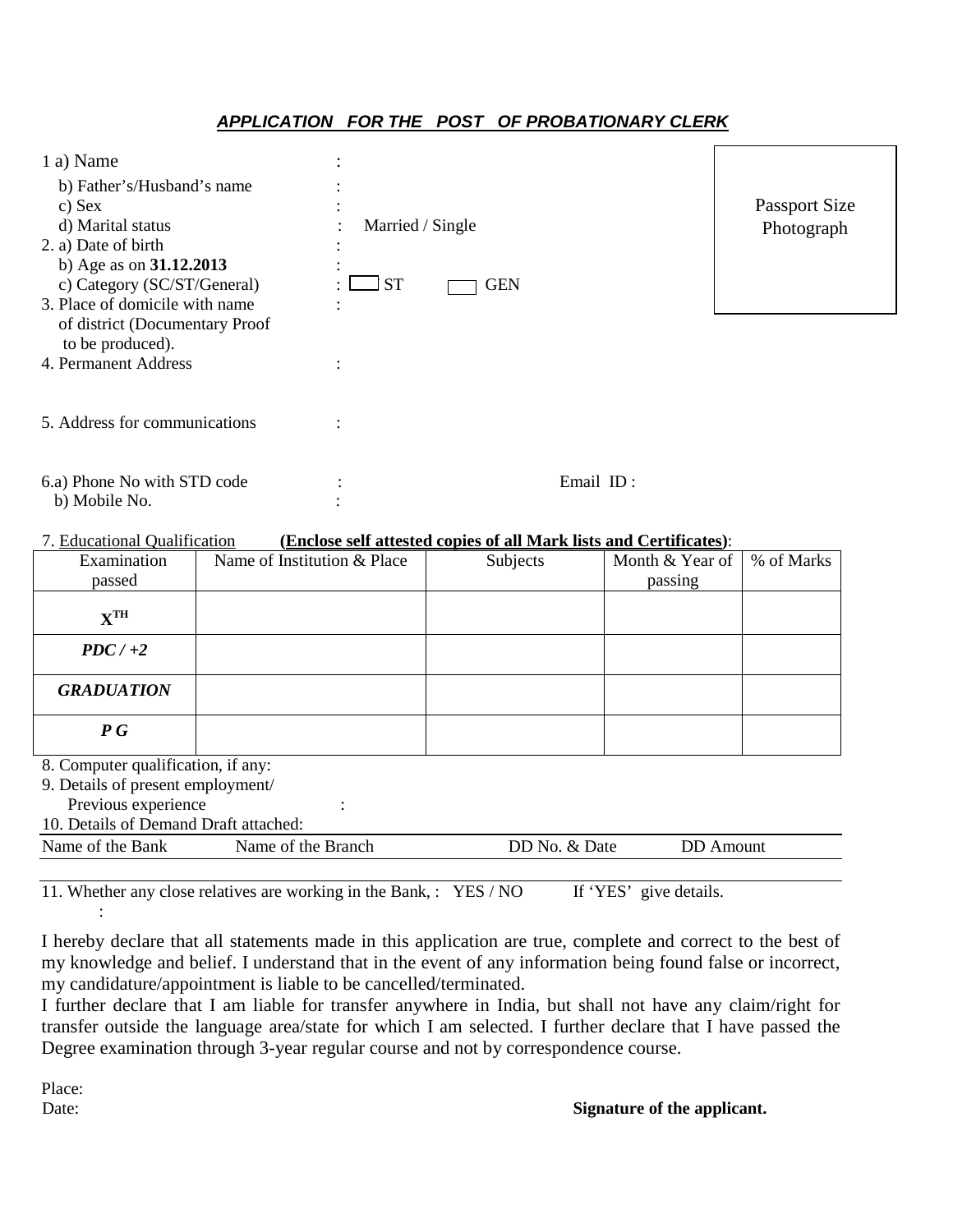## ***APPLICATION FOR THE POST OF PROBATIONARY CLERK***

1 a) Name :

b) Father's/Husband's name :

c) Sex :

d) Marital status : Married / Single

2. a) Date of birth :

b) Age as on **31.12.2013** :

c) Category (SC/ST/General) : ☐ ST ☐ GEN

3. Place of domicile with name of district (Documentary Proof to be produced). :

4. Permanent Address :

5. Address for communications :

6.a) Phone No with STD code : Email ID :

b) Mobile No. :

Passport Size Photograph

7. Educational Qualification **(Enclose self attested copies of all Mark lists and Certificates)**:

| Examination passed | Name of Institution & Place | Subjects | Month & Year of passing | % of Marks |
|---|---|---|---|---|
| **X[TH]** | | | | |
| ***PDC / +2*** | | | | |
| ***GRADUATION*** | | | | |
| ***P G*** | | | | |

8. Computer qualification, if any:

9. Details of present employment/ Previous experience :

10. Details of Demand Draft attached:

| Name of the Bank | Name of the Branch | DD No. & Date | DD Amount |
|---|---|---|---|
| | | | |

11. Whether any close relatives are working in the Bank, : YES / NO If 'YES' give details. :

I hereby declare that all statements made in this application are true, complete and correct to the best of my knowledge and belief. I understand that in the event of any information being found false or incorrect, my candidature/appointment is liable to be cancelled/terminated.

I further declare that I am liable for transfer anywhere in India, but shall not have any claim/right for transfer outside the language area/state for which I am selected. I further declare that I have passed the Degree examination through 3-year regular course and not by correspondence course.

Place:

Date: **Signature of the applicant.**